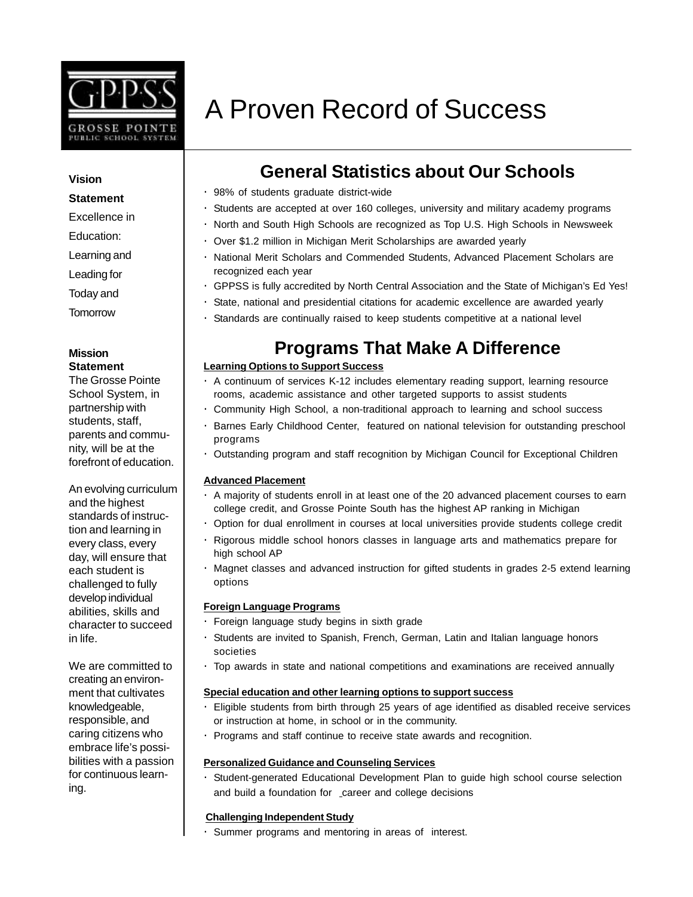GPPSS

GROSSE POINTE PUBLIC SCHOOL SYSTEM

# A Proven Record of Success

**Vision Statement**

Excellence in Education: Learning and Leading for Today and Tomorrow

**Mission Statement**

The Grosse Pointe School System, in partnership with students, staff, parents and community, will be at the forefront of education.

An evolving curriculum and the highest standards of instruction and learning in every class, every day, will ensure that each student is challenged to fully develop individual abilities, skills and character to succeed in life.

We are committed to creating an environment that cultivates knowledgeable, responsible, and caring citizens who embrace life's possibilities with a passion for continuous learning.

## General Statistics about Our Schools

- 98% of students graduate district-wide
- Students are accepted at over 160 colleges, university and military academy programs
- North and South High Schools are recognized as Top U.S. High Schools in Newsweek
- Over $1.2 million in Michigan Merit Scholarships are awarded yearly
- National Merit Scholars and Commended Students, Advanced Placement Scholars are recognized each year
- GPPSS is fully accredited by North Central Association and the State of Michigan's Ed Yes!
- State, national and presidential citations for academic excellence are awarded yearly
- Standards are continually raised to keep students competitive at a national level

## Programs That Make A Difference

**Learning Options to Support Success**

- A continuum of services K-12 includes elementary reading support, learning resource rooms, academic assistance and other targeted supports to assist students
- Community High School, a non-traditional approach to learning and school success
- Barnes Early Childhood Center, featured on national television for outstanding preschool programs
- Outstanding program and staff recognition by Michigan Council for Exceptional Children

**Advanced Placement**

- A majority of students enroll in at least one of the 20 advanced placement courses to earn college credit, and Grosse Pointe South has the highest AP ranking in Michigan
- Option for dual enrollment in courses at local universities provide students college credit
- Rigorous middle school honors classes in language arts and mathematics prepare for high school AP
- Magnet classes and advanced instruction for gifted students in grades 2-5 extend learning options

**Foreign Language Programs**

- Foreign language study begins in sixth grade
- Students are invited to Spanish, French, German, Latin and Italian language honors societies
- Top awards in state and national competitions and examinations are received annually

**Special education and other learning options to support success**

- Eligible students from birth through 25 years of age identified as disabled receive services or instruction at home, in school or in the community.
- Programs and staff continue to receive state awards and recognition.

**Personalized Guidance and Counseling Services**

- Student-generated Educational Development Plan to guide high school course selection and build a foundation for career and college decisions

**Challenging Independent Study**

- Summer programs and mentoring in areas of interest.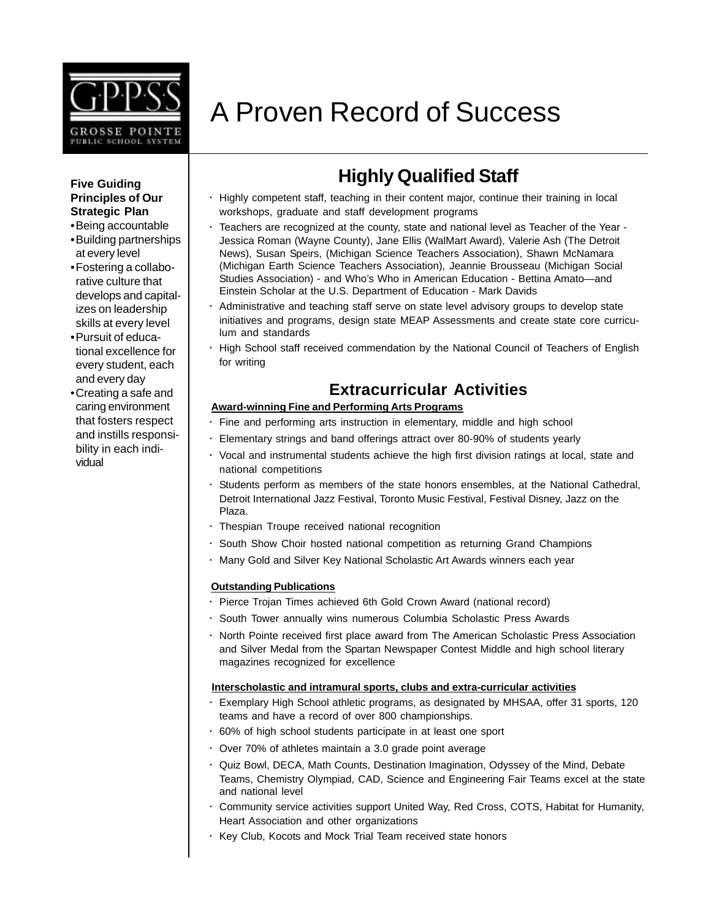GPPSS
GROSSE POINTE PUBLIC SCHOOL SYSTEM

# A Proven Record of Success

**Five Guiding Principles of Our Strategic Plan**

- Being accountable
- Building partnerships at every level
- Fostering a collaborative culture that develops and capitalizes on leadership skills at every level
- Pursuit of educational excellence for every student, each and every day
- Creating a safe and caring environment that fosters respect and instills responsibility in each individual

## Highly Qualified Staff

- Highly competent staff, teaching in their content major, continue their training in local workshops, graduate and staff development programs
- Teachers are recognized at the county, state and national level as Teacher of the Year - Jessica Roman (Wayne County), Jane Ellis (WalMart Award), Valerie Ash (The Detroit News), Susan Speirs, (Michigan Science Teachers Association), Shawn McNamara (Michigan Earth Science Teachers Association), Jeannie Brousseau (Michigan Social Studies Association) - and Who's Who in American Education - Bettina Amato—and Einstein Scholar at the U.S. Department of Education - Mark Davids
- Administrative and teaching staff serve on state level advisory groups to develop state initiatives and programs, design state MEAP Assessments and create state core curriculum and standards
- High School staff received commendation by the National Council of Teachers of English for writing

## Extracurricular Activities

**Award-winning Fine and Performing Arts Programs**

- Fine and performing arts instruction in elementary, middle and high school
- Elementary strings and band offerings attract over 80-90% of students yearly
- Vocal and instrumental students achieve the high first division ratings at local, state and national competitions
- Students perform as members of the state honors ensembles, at the National Cathedral, Detroit International Jazz Festival, Toronto Music Festival, Festival Disney, Jazz on the Plaza.
- Thespian Troupe received national recognition
- South Show Choir hosted national competition as returning Grand Champions
- Many Gold and Silver Key National Scholastic Art Awards winners each year

**Outstanding Publications**

- Pierce Trojan Times achieved 6th Gold Crown Award (national record)
- South Tower annually wins numerous Columbia Scholastic Press Awards
- North Pointe received first place award from The American Scholastic Press Association and Silver Medal from the Spartan Newspaper Contest Middle and high school literary magazines recognized for excellence

**Interscholastic and intramural sports, clubs and extra-curricular activities**

- Exemplary High School athletic programs, as designated by MHSAA, offer 31 sports, 120 teams and have a record of over 800 championships.
- 60% of high school students participate in at least one sport
- Over 70% of athletes maintain a 3.0 grade point average
- Quiz Bowl, DECA, Math Counts, Destination Imagination, Odyssey of the Mind, Debate Teams, Chemistry Olympiad, CAD, Science and Engineering Fair Teams excel at the state and national level
- Community service activities support United Way, Red Cross, COTS, Habitat for Humanity, Heart Association and other organizations
- Key Club, Kocots and Mock Trial Team received state honors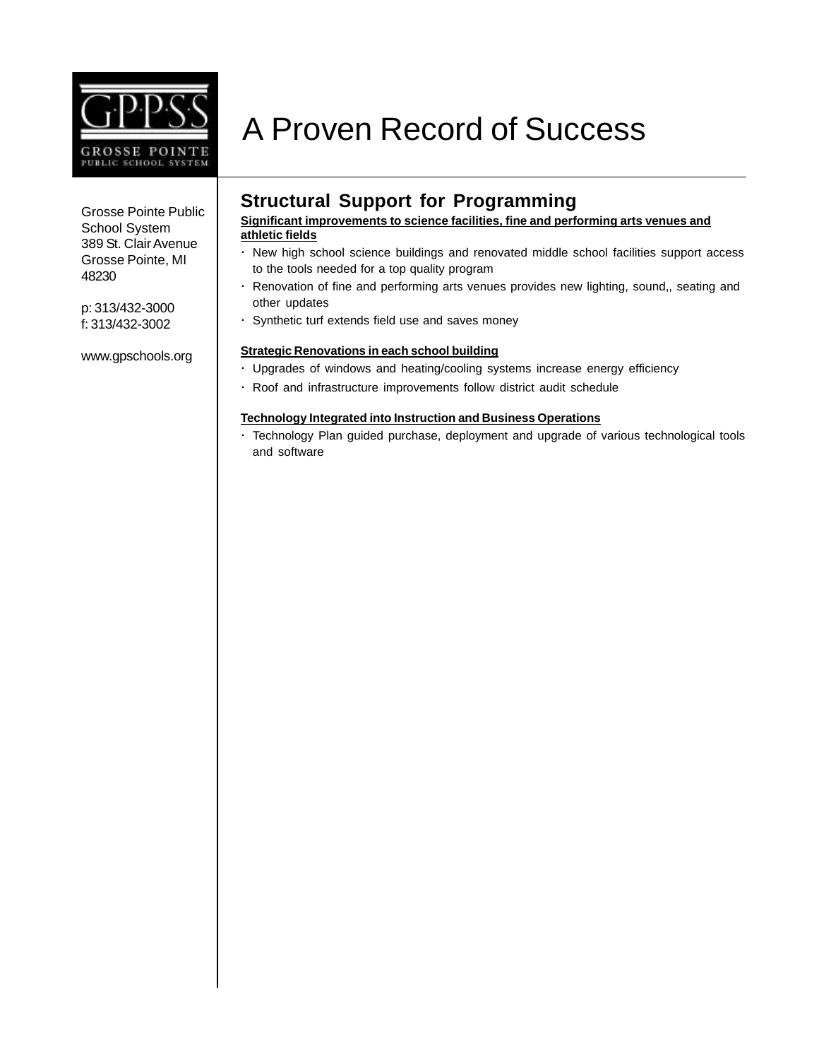GPPSS

GROSSE POINTE
PUBLIC SCHOOL SYSTEM

# A Proven Record of Success

Grosse Pointe Public School System
389 St. Clair Avenue
Grosse Pointe, MI 48230

p: 313/432-3000
f: 313/432-3002

www.gpschools.org

## Structural Support for Programming

**Significant improvements to science facilities, fine and performing arts venues and athletic fields**

- New high school science buildings and renovated middle school facilities support access to the tools needed for a top quality program
- Renovation of fine and performing arts venues provides new lighting, sound,, seating and other updates
- Synthetic turf extends field use and saves money

**Strategic Renovations in each school building**

- Upgrades of windows and heating/cooling systems increase energy efficiency
- Roof and infrastructure improvements follow district audit schedule

**Technology Integrated into Instruction and Business Operations**

- Technology Plan guided purchase, deployment and upgrade of various technological tools and software